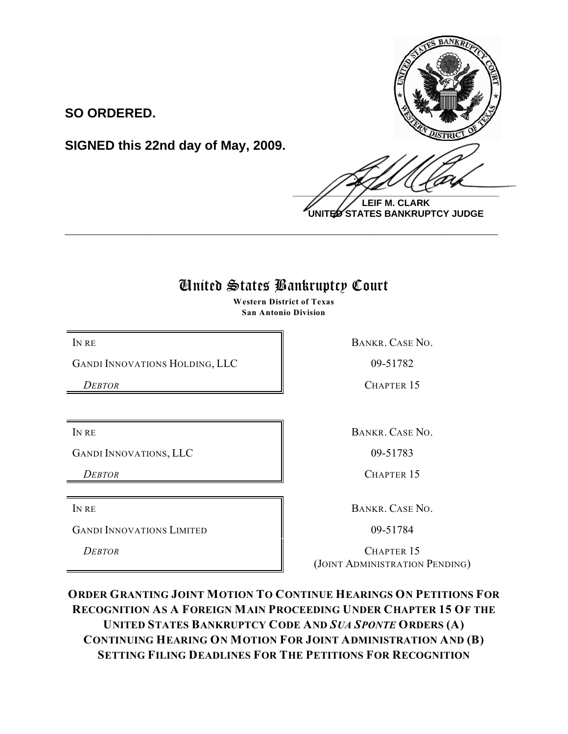**SO ORDERED.**

**SIGNED this 22nd day of May, 2009.**

**LEIF M. CLARK**
**UNITED STATES BANKRUPTCY JOHN**

---

# United States Bankruptcy Court

**Western District of Texas**
**San Antonio Division**

| | |
|---|---|
| IN RE<br>GANDI INNOVATIONS HOLDING, LLC<br>*DEBTOR* | BANKR. CASE NO.<br>09-51782<br>CHAPTER 15 |
| IN RE<br>GANDI INNOVATIONS, LLC<br>*DEBTOR* | BANKR. CASE NO.<br>09-51783<br>CHAPTER 15 |
| IN RE<br>GANDI INNOVATIONS LIMITED<br>*DEBTOR* | BANKR. CASE NO.<br>09-51784<br>CHAPTER 15<br>(JOINT ADMINISTRATION PENDING) |

**ORDER GRANTING JOINT MOTION TO CONTINUE HEARINGS ON PETITIONS FOR RECOGNITION AS A FOREIGN MAIN PROCEEDING UNDER CHAPTER 15 OF THE UNITED STATES BANKRUPTCY CODE AND *SUA SPONTE* ORDERS (A) CONTINUING HEARING ON MOTION FOR JOINT ADMINISTRATION AND (B) SETTING FILING DEADLINES FOR THE PETITIONS FOR RECOGNITION**

**SO ORDERED.**

**SIGNED this 22nd day of May, 2009.**

**LEIF M. CLARK**
**UNITED STATES BANKRUPTCY JUDGE**

---

# United States Bankruptcy Court

**Western District of Texas**
**San Antonio Division**

| | |
|---|---|
| IN RE<br>GANDI INNOVATIONS HOLDING, LLC<br>*DEBTOR* | BANKR. CASE NO.<br>09-51782<br>CHAPTER 15 |
| IN RE<br>GANDI INNOVATIONS, LLC<br>*DEBTOR* | BANKR. CASE NO.<br>09-51783<br>CHAPTER 15 |
| IN RE<br>GANDI INNOVATIONS LIMITED<br>*DEBTOR* | BANKR. CASE NO.<br>09-51784<br>CHAPTER 15<br>(JOINT ADMINISTRATION PENDING) |

**ORDER GRANTING JOINT MOTION TO CONTINUE HEARINGS ON PETITIONS FOR RECOGNITION AS A FOREIGN MAIN PROCEEDING UNDER CHAPTER 15 OF THE UNITED STATES BANKRUPTCY CODE AND *SUA SPONTE* ORDERS (A) CONTINUING HEARING ON MOTION FOR JOINT ADMINISTRATION AND (B) SETTING FILING DEADLINES FOR THE PETITIONS FOR RECOGNITION**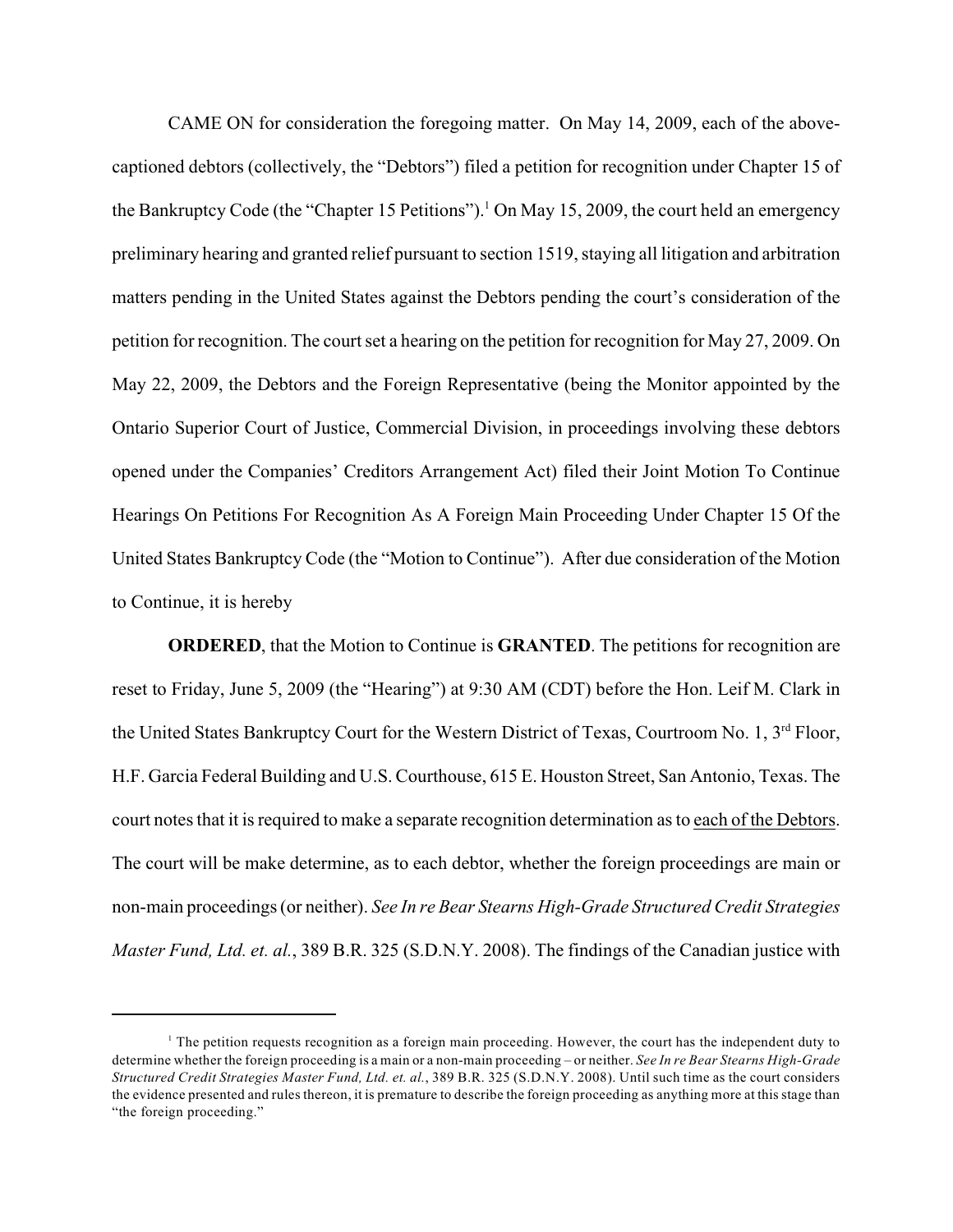CAME ON for consideration the foregoing matter. On May 14, 2009, each of the above-captioned debtors (collectively, the "Debtors") filed a petition for recognition under Chapter 15 of the Bankruptcy Code (the "Chapter 15 Petitions").[1] On May 15, 2009, the court held an emergency preliminary hearing and granted relief pursuant to section 1519, staying all litigation and arbitration matters pending in the United States against the Debtors pending the court's consideration of the petition for recognition. The court set a hearing on the petition for recognition for May 27, 2009. On May 22, 2009, the Debtors and the Foreign Representative (being the Monitor appointed by the Ontario Superior Court of Justice, Commercial Division, in proceedings involving these debtors opened under the Companies' Creditors Arrangement Act) filed their Joint Motion To Continue Hearings On Petitions For Recognition As A Foreign Main Proceeding Under Chapter 15 Of the United States Bankruptcy Code (the "Motion to Continue"). After due consideration of the Motion to Continue, it is hereby

**ORDERED**, that the Motion to Continue is **GRANTED**. The petitions for recognition are reset to Friday, June 5, 2009 (the "Hearing") at 9:30 AM (CDT) before the Hon. Leif M. Clark in the United States Bankruptcy Court for the Western District of Texas, Courtroom No. 1, 3rd Floor, H.F. Garcia Federal Building and U.S. Courthouse, 615 E. Houston Street, San Antonio, Texas. The court notes that it is required to make a separate recognition determination as to <u>each of the Debtors</u>. The court will be make determine, as to each debtor, whether the foreign proceedings are main or non-main proceedings (or neither). *See In re Bear Stearns High-Grade Structured Credit Strategies Master Fund, Ltd. et. al.*, 389 B.R. 325 (S.D.N.Y. 2008). The findings of the Canadian justice with

[1] The petition requests recognition as a foreign main proceeding. However, the court has the independent duty to determine whether the foreign proceeding is a main or a non-main proceeding – or neither. *See In re Bear Stearns High-Grade Structured Credit Strategies Master Fund, Ltd. et. al.*, 389 B.R. 325 (S.D.N.Y. 2008). Until such time as the court considers the evidence presented and rules thereon, it is premature to describe the foreign proceeding as anything more at this stage than "the foreign proceeding."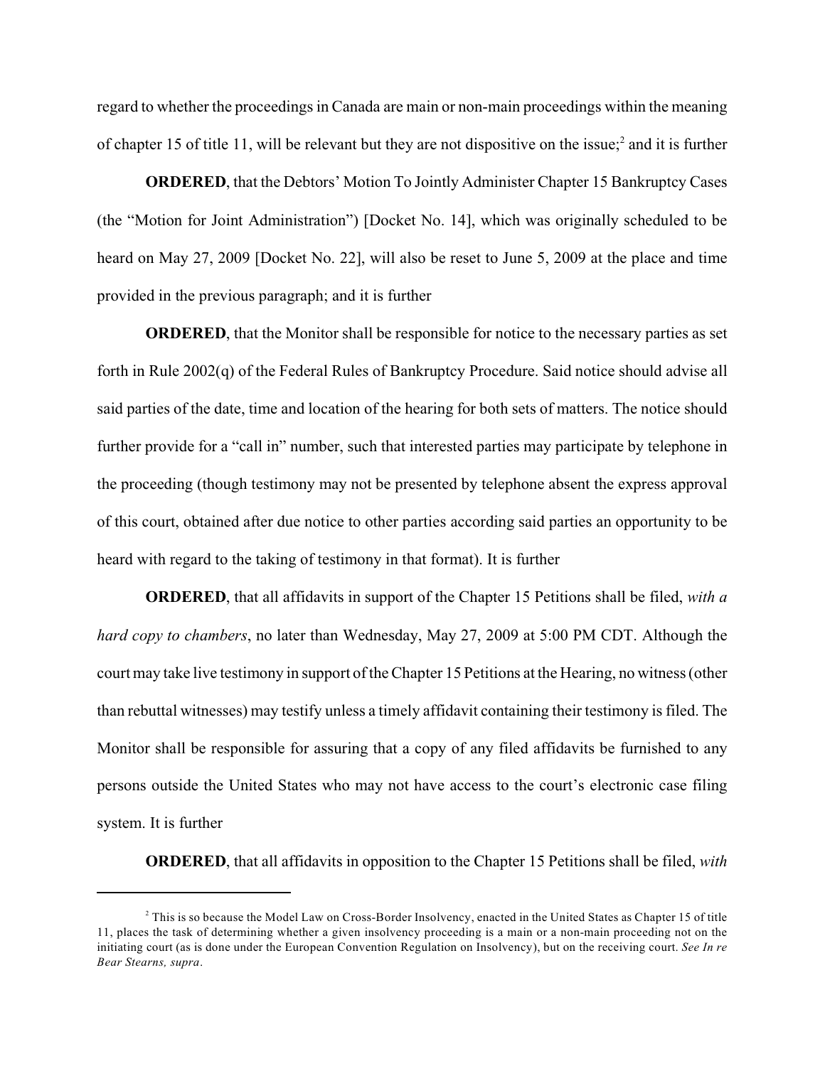regard to whether the proceedings in Canada are main or non-main proceedings within the meaning of chapter 15 of title 11, will be relevant but they are not dispositive on the issue;[2] and it is further

**ORDERED**, that the Debtors' Motion To Jointly Administer Chapter 15 Bankruptcy Cases (the "Motion for Joint Administration") [Docket No. 14], which was originally scheduled to be heard on May 27, 2009 [Docket No. 22], will also be reset to June 5, 2009 at the place and time provided in the previous paragraph; and it is further

**ORDERED**, that the Monitor shall be responsible for notice to the necessary parties as set forth in Rule 2002(q) of the Federal Rules of Bankruptcy Procedure. Said notice should advise all said parties of the date, time and location of the hearing for both sets of matters. The notice should further provide for a "call in" number, such that interested parties may participate by telephone in the proceeding (though testimony may not be presented by telephone absent the express approval of this court, obtained after due notice to other parties according said parties an opportunity to be heard with regard to the taking of testimony in that format). It is further

**ORDERED**, that all affidavits in support of the Chapter 15 Petitions shall be filed, *with a hard copy to chambers*, no later than Wednesday, May 27, 2009 at 5:00 PM CDT. Although the court may take live testimony in support of the Chapter 15 Petitions at the Hearing, no witness (other than rebuttal witnesses) may testify unless a timely affidavit containing their testimony is filed. The Monitor shall be responsible for assuring that a copy of any filed affidavits be furnished to any persons outside the United States who may not have access to the court's electronic case filing system. It is further

**ORDERED**, that all affidavits in opposition to the Chapter 15 Petitions shall be filed, *with*

---

[2] This is so because the Model Law on Cross-Border Insolvency, enacted in the United States as Chapter 15 of title 11, places the task of determining whether a given insolvency proceeding is a main or a non-main proceeding not on the initiating court (as is done under the European Convention Regulation on Insolvency), but on the receiving court. *See In re Bear Stearns, supra*.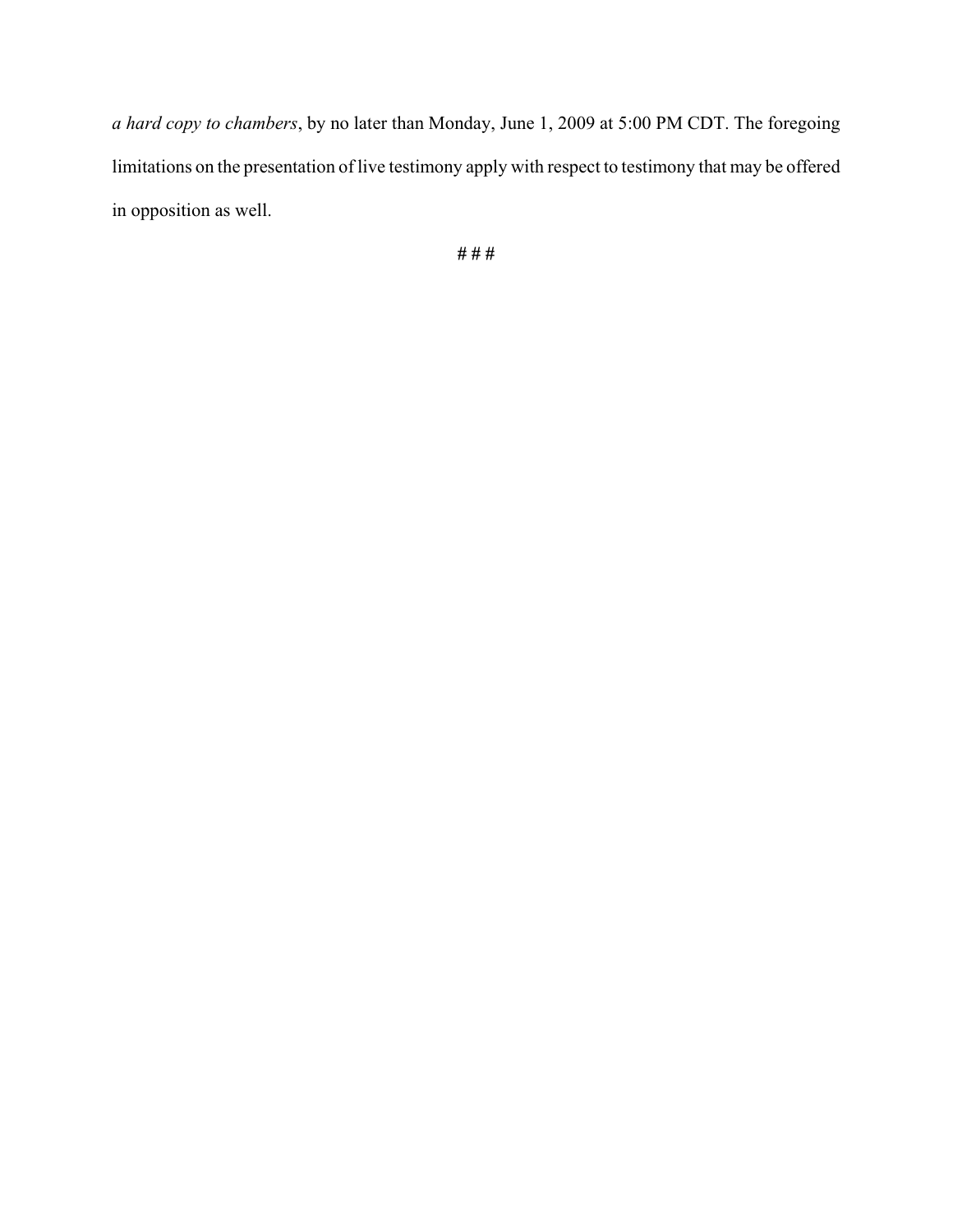*a hard copy to chambers*, by no later than Monday, June 1, 2009 at 5:00 PM CDT. The foregoing limitations on the presentation of live testimony apply with respect to testimony that may be offered in opposition as well.

# # #